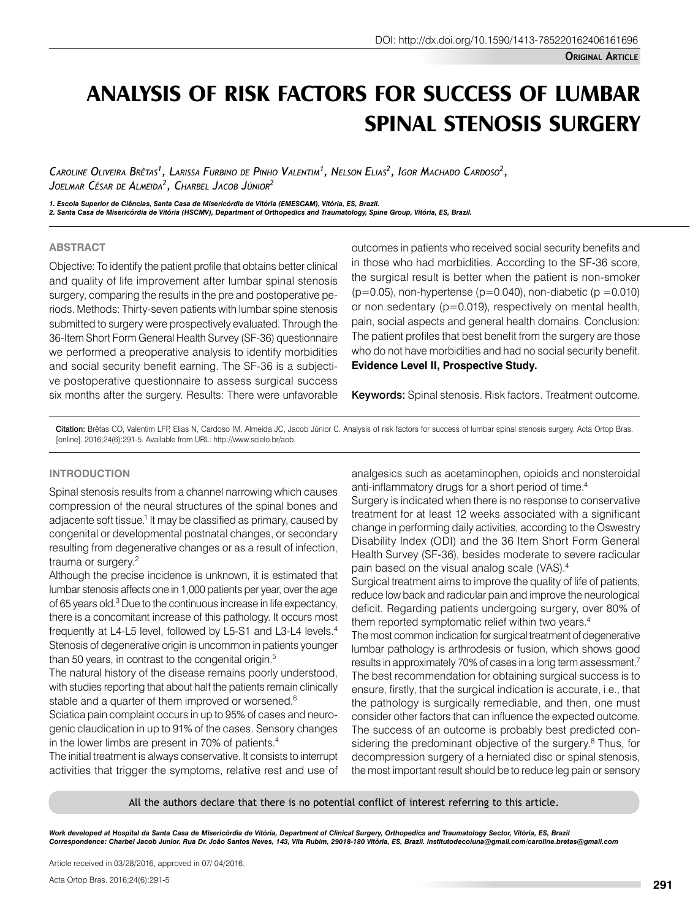DOI: http://dx.doi.org/10.1590/1413-785220162406161696

**Original Article**

# ANALYSIS OF RISK FACTORS FOR SUCCESS OF LUMBAR SPINAL STENOSIS SURGERY

*Caroline Oliveira Brêtas[1], Larissa Furbino de Pinho Valentim[1], Nelson Elias[2], Igor Machado Cardoso[2], Joelmar César de Almeida[2], Charbel Jacob Júnior[2]*

*1. Escola Superior de Ciências, Santa Casa de Misericórdia de Vitória (EMESCAM), Vitória, ES, Brazil.*
*2. Santa Casa de Misericórdia de Vitória (HSCMV), Department of Orthopedics and Traumatology, Spine Group, Vitória, ES, Brazil.*

## ABSTRACT

Objective: To identify the patient profile that obtains better clinical and quality of life improvement after lumbar spinal stenosis surgery, comparing the results in the pre and postoperative periods. Methods: Thirty-seven patients with lumbar spine stenosis submitted to surgery were prospectively evaluated. Through the 36-Item Short Form General Health Survey (SF-36) questionnaire we performed a preoperative analysis to identify morbidities and social security benefit earning. The SF-36 is a subjective postoperative questionnaire to assess surgical success six months after the surgery. Results: There were unfavorable outcomes in patients who received social security benefits and in those who had morbidities. According to the SF-36 score, the surgical result is better when the patient is non-smoker ($p=0.05$), non-hypertense ($p=0.040$), non-diabetic ($p=0.010$) or non sedentary ($p=0.019$), respectively on mental health, pain, social aspects and general health domains. Conclusion: The patient profiles that best benefit from the surgery are those who do not have morbidities and had no social security benefit. **Evidence Level II, Prospective Study.**

**Keywords:** Spinal stenosis. Risk factors. Treatment outcome.

**Citation:** Brêtas CO, Valentim LFP, Elias N, Cardoso IM, Almeida JC, Jacob Júnior C. Analysis of risk factors for success of lumbar spinal stenosis surgery. Acta Ortop Bras. [online]. 2016;24(6):291-5. Available from URL: http://www.scielo.br/aob.

## INTRODUCTION

Spinal stenosis results from a channel narrowing which causes compression of the neural structures of the spinal bones and adjacente soft tissue.[1] It may be classified as primary, caused by congenital or developmental postnatal changes, or secondary resulting from degenerative changes or as a result of infection, trauma or surgery.[2]

Although the precise incidence is unknown, it is estimated that lumbar stenosis affects one in 1,000 patients per year, over the age of 65 years old.[3] Due to the continuous increase in life expectancy, there is a concomitant increase of this pathology. It occurs most frequently at L4-L5 level, followed by L5-S1 and L3-L4 levels.[4] Stenosis of degenerative origin is uncommon in patients younger than 50 years, in contrast to the congenital origin.[5]

The natural history of the disease remains poorly understood, with studies reporting that about half the patients remain clinically stable and a quarter of them improved or worsened.[6]

Sciatica pain complaint occurs in up to 95% of cases and neurogenic claudication in up to 91% of the cases. Sensory changes in the lower limbs are present in 70% of patients.[4]

The initial treatment is always conservative. It consists to interrupt activities that trigger the symptoms, relative rest and use of analgesics such as acetaminophen, opioids and nonsteroidal anti-inflammatory drugs for a short period of time.[4]

Surgery is indicated when there is no response to conservative treatment for at least 12 weeks associated with a significant change in performing daily activities, according to the Oswestry Disability Index (ODI) and the 36 Item Short Form General Health Survey (SF-36), besides moderate to severe radicular pain based on the visual analog scale (VAS).[4]

Surgical treatment aims to improve the quality of life of patients, reduce low back and radicular pain and improve the neurological deficit. Regarding patients undergoing surgery, over 80% of them reported symptomatic relief within two years.[4]

The most common indication for surgical treatment of degenerative lumbar pathology is arthrodesis or fusion, which shows good results in approximately 70% of cases in a long term assessment.[7]

The best recommendation for obtaining surgical success is to ensure, firstly, that the surgical indication is accurate, i.e., that the pathology is surgically remediable, and then, one must consider other factors that can influence the expected outcome. The success of an outcome is probably best predicted considering the predominant objective of the surgery.[8] Thus, for decompression surgery of a herniated disc or spinal stenosis, the most important result should be to reduce leg pain or sensory

All the authors declare that there is no potential conflict of interest referring to this article.

*Work developed at Hospital da Santa Casa de Misericórdia de Vitória, Department of Clinical Surgery, Orthopedics and Traumatology Sector, Vitória, ES, Brazil*
*Correspondence: Charbel Jacob Junior. Rua Dr. João Santos Neves, 143, Vila Rubim, 29018-180 Vitória, ES, Brazil. institutodecoluna@gmail.com/caroline.bretas@gmail.com*

Article received in 03/28/2016, approved in 07/ 04/2016.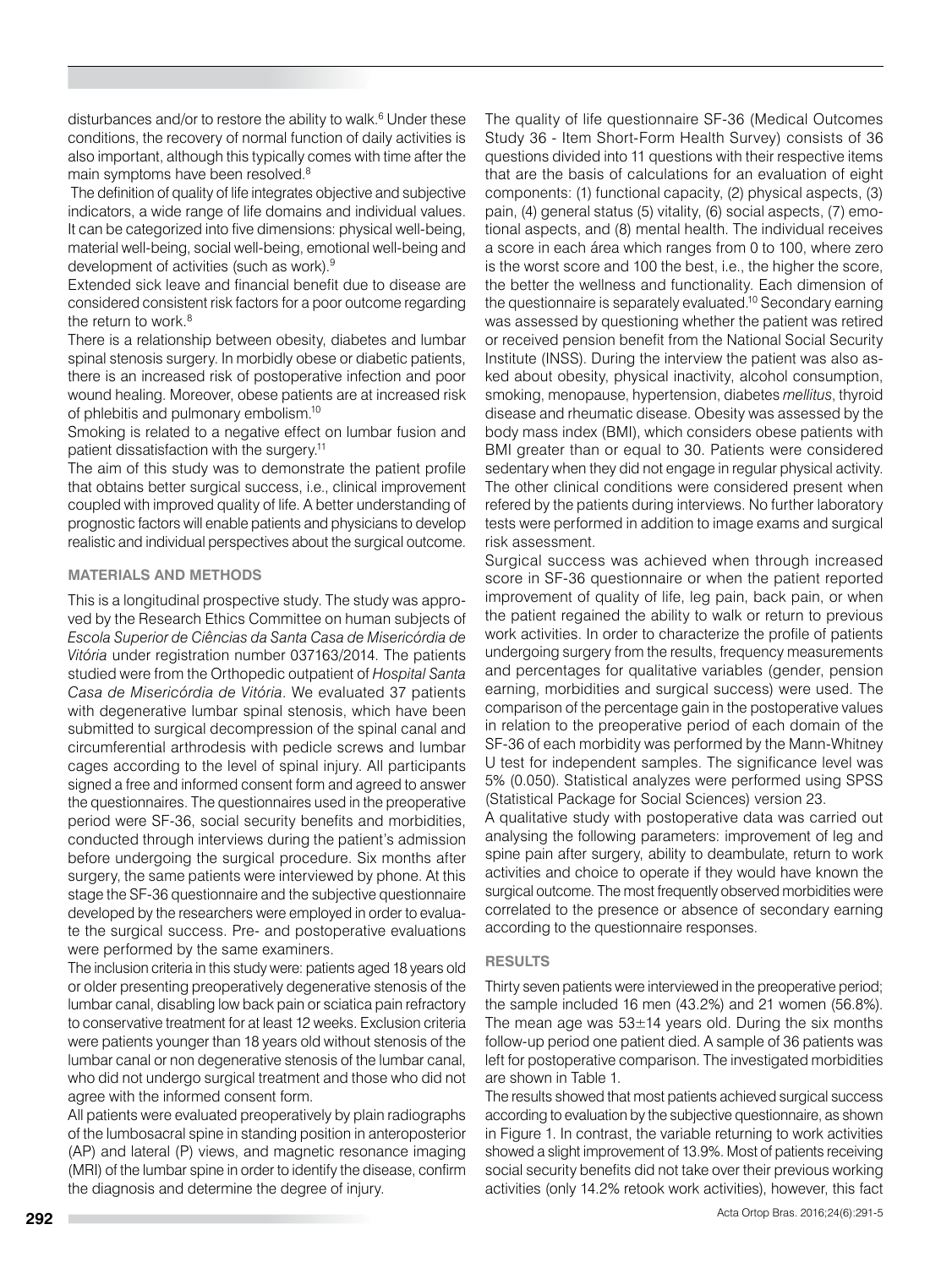disturbances and/or to restore the ability to walk.[6] Under these conditions, the recovery of normal function of daily activities is also important, although this typically comes with time after the main symptoms have been resolved.[8]

The definition of quality of life integrates objective and subjective indicators, a wide range of life domains and individual values. It can be categorized into five dimensions: physical well-being, material well-being, social well-being, emotional well-being and development of activities (such as work).[9]

Extended sick leave and financial benefit due to disease are considered consistent risk factors for a poor outcome regarding the return to work.[8]

There is a relationship between obesity, diabetes and lumbar spinal stenosis surgery. In morbidly obese or diabetic patients, there is an increased risk of postoperative infection and poor wound healing. Moreover, obese patients are at increased risk of phlebitis and pulmonary embolism.[10]

Smoking is related to a negative effect on lumbar fusion and patient dissatisfaction with the surgery.[11]

The aim of this study was to demonstrate the patient profile that obtains better surgical success, i.e., clinical improvement coupled with improved quality of life. A better understanding of prognostic factors will enable patients and physicians to develop realistic and individual perspectives about the surgical outcome.

## MATERIALS AND METHODS

This is a longitudinal prospective study. The study was approved by the Research Ethics Committee on human subjects of *Escola Superior de Ciências da Santa Casa de Misericórdia de Vitória* under registration number 037163/2014. The patients studied were from the Orthopedic outpatient of *Hospital Santa Casa de Misericórdia de Vitória*. We evaluated 37 patients with degenerative lumbar spinal stenosis, which have been submitted to surgical decompression of the spinal canal and circumferential arthrodesis with pedicle screws and lumbar cages according to the level of spinal injury. All participants signed a free and informed consent form and agreed to answer the questionnaires. The questionnaires used in the preoperative period were SF-36, social security benefits and morbidities, conducted through interviews during the patient's admission before undergoing the surgical procedure. Six months after surgery, the same patients were interviewed by phone. At this stage the SF-36 questionnaire and the subjective questionnaire developed by the researchers were employed in order to evaluate the surgical success. Pre- and postoperative evaluations were performed by the same examiners.

The inclusion criteria in this study were: patients aged 18 years old or older presenting preoperatively degenerative stenosis of the lumbar canal, disabling low back pain or sciatica pain refractory to conservative treatment for at least 12 weeks. Exclusion criteria were patients younger than 18 years old without stenosis of the lumbar canal or non degenerative stenosis of the lumbar canal, who did not undergo surgical treatment and those who did not agree with the informed consent form.

All patients were evaluated preoperatively by plain radiographs of the lumbosacral spine in standing position in anteroposterior (AP) and lateral (P) views, and magnetic resonance imaging (MRI) of the lumbar spine in order to identify the disease, confirm the diagnosis and determine the degree of injury.

The quality of life questionnaire SF-36 (Medical Outcomes Study 36 - Item Short-Form Health Survey) consists of 36 questions divided into 11 questions with their respective items that are the basis of calculations for an evaluation of eight components: (1) functional capacity, (2) physical aspects, (3) pain, (4) general status (5) vitality, (6) social aspects, (7) emotional aspects, and (8) mental health. The individual receives a score in each área which ranges from 0 to 100, where zero is the worst score and 100 the best, i.e., the higher the score, the better the wellness and functionality. Each dimension of the questionnaire is separately evaluated.[10] Secondary earning was assessed by questioning whether the patient was retired or received pension benefit from the National Social Security Institute (INSS). During the interview the patient was also asked about obesity, physical inactivity, alcohol consumption, smoking, menopause, hypertension, diabetes *mellitus*, thyroid disease and rheumatic disease. Obesity was assessed by the body mass index (BMI), which considers obese patients with BMI greater than or equal to 30. Patients were considered sedentary when they did not engage in regular physical activity. The other clinical conditions were considered present when refered by the patients during interviews. No further laboratory tests were performed in addition to image exams and surgical risk assessment.

Surgical success was achieved when through increased score in SF-36 questionnaire or when the patient reported improvement of quality of life, leg pain, back pain, or when the patient regained the ability to walk or return to previous work activities. In order to characterize the profile of patients undergoing surgery from the results, frequency measurements and percentages for qualitative variables (gender, pension earning, morbidities and surgical success) were used. The comparison of the percentage gain in the postoperative values in relation to the preoperative period of each domain of the SF-36 of each morbidity was performed by the Mann-Whitney U test for independent samples. The significance level was 5% (0.050). Statistical analyzes were performed using SPSS (Statistical Package for Social Sciences) version 23.

A qualitative study with postoperative data was carried out analysing the following parameters: improvement of leg and spine pain after surgery, ability to deambulate, return to work activities and choice to operate if they would have known the surgical outcome. The most frequently observed morbidities were correlated to the presence or absence of secondary earning according to the questionnaire responses.

## RESULTS

Thirty seven patients were interviewed in the preoperative period; the sample included 16 men (43.2%) and 21 women (56.8%). The mean age was 53±14 years old. During the six months follow-up period one patient died. A sample of 36 patients was left for postoperative comparison. The investigated morbidities are shown in Table 1.

The results showed that most patients achieved surgical success according to evaluation by the subjective questionnaire, as shown in Figure 1. In contrast, the variable returning to work activities showed a slight improvement of 13.9%. Most of patients receiving social security benefits did not take over their previous working activities (only 14.2% retook work activities), however, this fact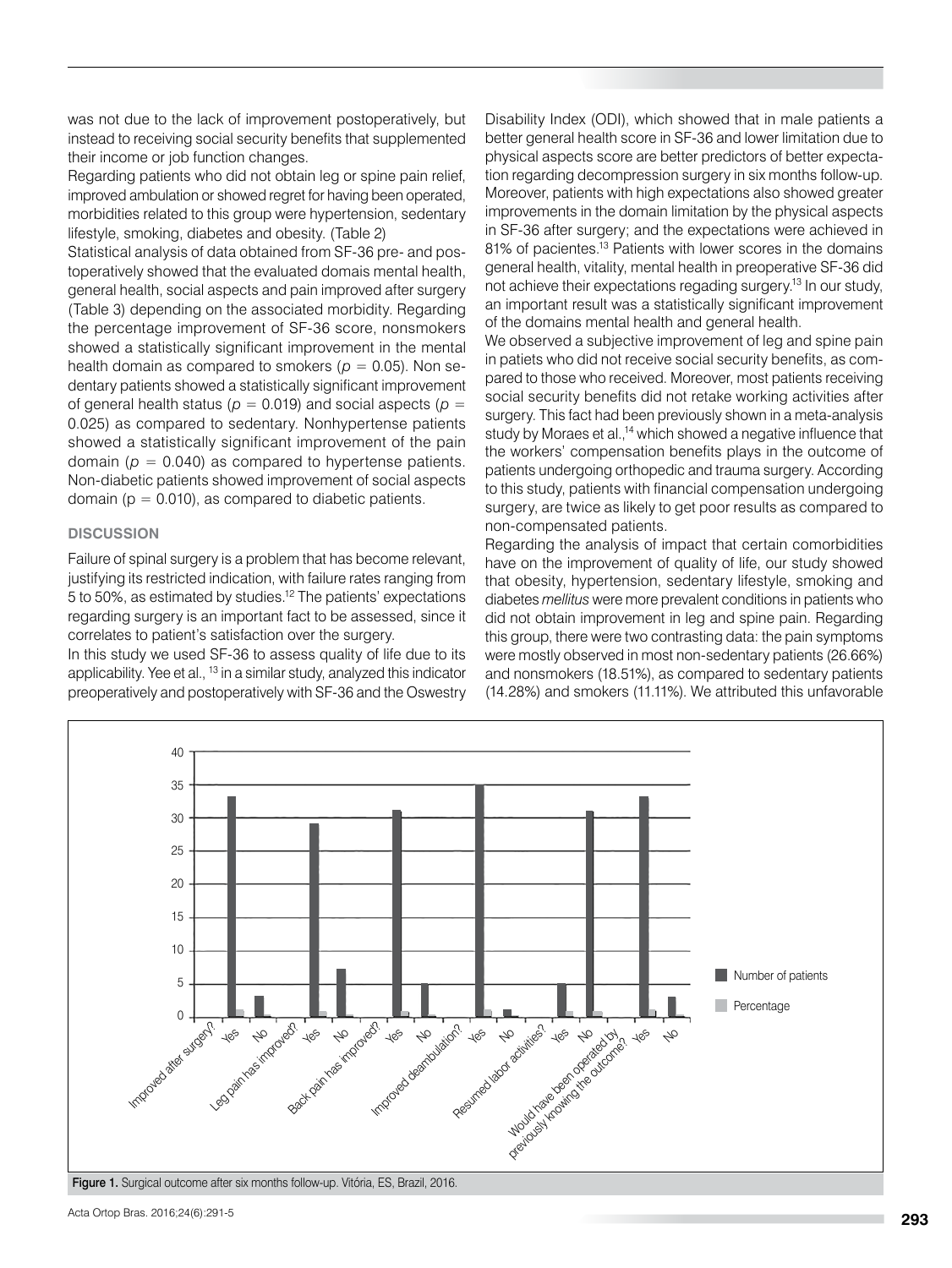was not due to the lack of improvement postoperatively, but instead to receiving social security benefits that supplemented their income or job function changes.

Regarding patients who did not obtain leg or spine pain relief, improved ambulation or showed regret for having been operated, morbidities related to this group were hypertension, sedentary lifestyle, smoking, diabetes and obesity. (Table 2)

Statistical analysis of data obtained from SF-36 pre- and postoperatively showed that the evaluated domais mental health, general health, social aspects and pain improved after surgery (Table 3) depending on the associated morbidity. Regarding the percentage improvement of SF-36 score, nonsmokers showed a statistically significant improvement in the mental health domain as compared to smokers ($p = 0.05$). Non sedentary patients showed a statistically significant improvement of general health status ($p = 0.019$) and social aspects ($p = 0.025$) as compared to sedentary. Nonhypertense patients showed a statistically significant improvement of the pain domain ($p = 0.040$) as compared to hypertense patients. Non-diabetic patients showed improvement of social aspects domain ($p = 0.010$), as compared to diabetic patients.

## DISCUSSION

Failure of spinal surgery is a problem that has become relevant, justifying its restricted indication, with failure rates ranging from 5 to 50%, as estimated by studies.[12] The patients' expectations regarding surgery is an important fact to be assessed, since it correlates to patient's satisfaction over the surgery.

In this study we used SF-36 to assess quality of life due to its applicability. Yee et al., [13] in a similar study, analyzed this indicator preoperatively and postoperatively with SF-36 and the Oswestry Disability Index (ODI), which showed that in male patients a better general health score in SF-36 and lower limitation due to physical aspects score are better predictors of better expectation regarding decompression surgery in six months follow-up. Moreover, patients with high expectations also showed greater improvements in the domain limitation by the physical aspects in SF-36 after surgery; and the expectations were achieved in 81% of pacientes.[13] Patients with lower scores in the domains general health, vitality, mental health in preoperative SF-36 did not achieve their expectations regading surgery.[13] In our study, an important result was a statistically significant improvement of the domains mental health and general health.

We observed a subjective improvement of leg and spine pain in patiets who did not receive social security benefits, as compared to those who received. Moreover, most patients receiving social security benefits did not retake working activities after surgery. This fact had been previously shown in a meta-analysis study by Moraes et al.,[14] which showed a negative influence that the workers' compensation benefits plays in the outcome of patients undergoing orthopedic and trauma surgery. According to this study, patients with financial compensation undergoing surgery, are twice as likely to get poor results as compared to non-compensated patients.

Regarding the analysis of impact that certain comorbidities have on the improvement of quality of life, our study showed that obesity, hypertension, sedentary lifestyle, smoking and diabetes *mellitus* were more prevalent conditions in patients who did not obtain improvement in leg and spine pain. Regarding this group, there were two contrasting data: the pain symptoms were mostly observed in most non-sedentary patients (26.66%) and nonsmokers (18.51%), as compared to sedentary patients (14.28%) and smokers (11.11%). We attributed this unfavorable

Figure 1. Surgical outcome after six months follow-up. Vitória, ES, Brazil, 2016.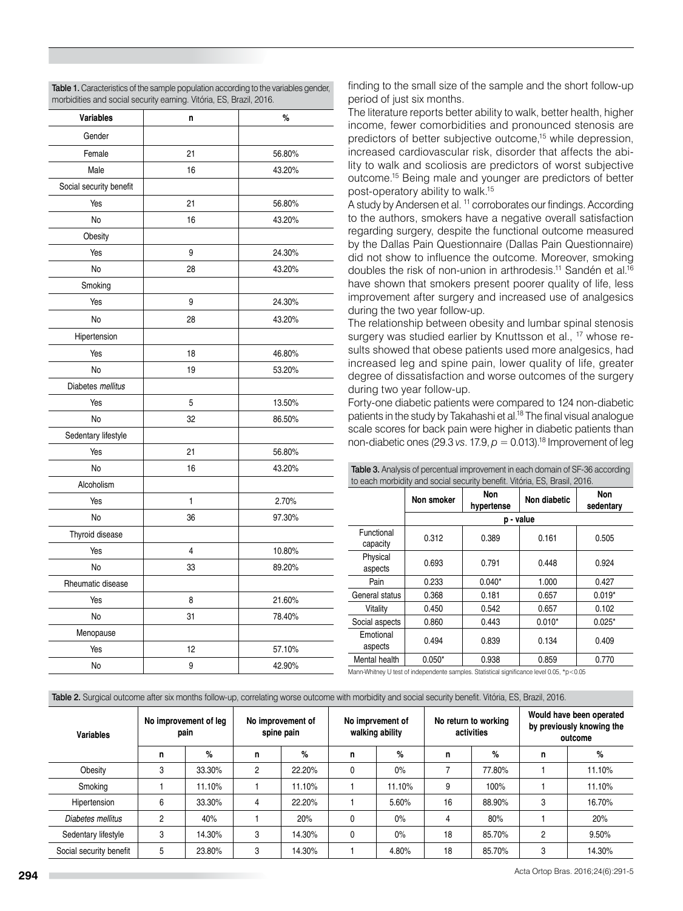**Table 1.** Caracteristics of the sample population according to the variables gender, morbidities and social security earning. Vitória, ES, Brazil, 2016.

| Variables | n | % |
|---|---|---|
| Gender | | |
| Female | 21 | 56.80% |
| Male | 16 | 43.20% |
| Social security benefit | | |
| Yes | 21 | 56.80% |
| No | 16 | 43.20% |
| Obesity | | |
| Yes | 9 | 24.30% |
| No | 28 | 43.20% |
| Smoking | | |
| Yes | 9 | 24.30% |
| No | 28 | 43.20% |
| Hipertension | | |
| Yes | 18 | 46.80% |
| No | 19 | 53.20% |
| Diabetes *mellitus* | | |
| Yes | 5 | 13.50% |
| No | 32 | 86.50% |
| Sedentary lifestyle | | |
| Yes | 21 | 56.80% |
| No | 16 | 43.20% |
| Alcoholism | | |
| Yes | 1 | 2.70% |
| No | 36 | 97.30% |
| Thyroid disease | | |
| Yes | 4 | 10.80% |
| No | 33 | 89.20% |
| Rheumatic disease | | |
| Yes | 8 | 21.60% |
| No | 31 | 78.40% |
| Menopause | | |
| Yes | 12 | 57.10% |
| No | 9 | 42.90% |

finding to the small size of the sample and the short follow-up period of just six months.

The literature reports better ability to walk, better health, higher income, fewer comorbidities and pronounced stenosis are predictors of better subjective outcome,[15] while depression, increased cardiovascular risk, disorder that affects the ability to walk and scoliosis are predictors of worst subjective outcome.[15] Being male and younger are predictors of better post-operatory ability to walk.[15]

A study by Andersen et al. [11] corroborates our findings. According to the authors, smokers have a negative overall satisfaction regarding surgery, despite the functional outcome measured by the Dallas Pain Questionnaire (Dallas Pain Questionnaire) did not show to influence the outcome. Moreover, smoking doubles the risk of non-union in arthrodesis.[11] Sandén et al.[16] have shown that smokers present poorer quality of life, less improvement after surgery and increased use of analgesics during the two year follow-up.

The relationship between obesity and lumbar spinal stenosis surgery was studied earlier by Knuttsson et al., [17] whose results showed that obese patients used more analgesics, had increased leg and spine pain, lower quality of life, greater degree of dissatisfaction and worse outcomes of the surgery during two year follow-up.

Forty-one diabetic patients were compared to 124 non-diabetic patients in the study by Takahashi et al.[18] The final visual analogue scale scores for back pain were higher in diabetic patients than non-diabetic ones (29.3 *vs.* 17.9, $p = 0.013$).[18] Improvement of leg

**Table 3.** Analysis of percentual improvement in each domain of SF-36 according to each morbidity and social security benefit. Vitória, ES, Brasil, 2016.

| | Non smoker | Non hypertense | Non diabetic | Non sedentary |
|---|---|---|---|---|
| | p - value | | | |
| Functional capacity | 0.312 | 0.389 | 0.161 | 0.505 |
| Physical aspects | 0.693 | 0.791 | 0.448 | 0.924 |
| Pain | 0.233 | 0.040* | 1.000 | 0.427 |
| General status | 0.368 | 0.181 | 0.657 | 0.019* |
| Vitality | 0.450 | 0.542 | 0.657 | 0.102 |
| Social aspects | 0.860 | 0.443 | 0.010* | 0.025* |
| Emotional aspects | 0.494 | 0.839 | 0.134 | 0.409 |
| Mental health | 0.050* | 0.938 | 0.859 | 0.770 |

Mann-Whitney U test of independente samples. Statistical significance level 0.05, *$p<0.05$

**Table 2.** Surgical outcome after six months follow-up, correlating worse outcome with morbidity and social security benefit. Vitória, ES, Brazil, 2016.

| Variables | No improvement of leg pain | | No improvement of spine pain | | No imprvement of walking ability | | No return to working activities | | Would have been operated by previously knowing the outcome | |
|---|---|---|---|---|---|---|---|---|---|---|
| | n | % | n | % | n | % | n | % | n | % |
| Obesity | 3 | 33.30% | 2 | 22.20% | 0 | 0% | 7 | 77.80% | 1 | 11.10% |
| Smoking | 1 | 11.10% | 1 | 11.10% | 1 | 11.10% | 9 | 100% | 1 | 11.10% |
| Hipertension | 6 | 33.30% | 4 | 22.20% | 1 | 5.60% | 16 | 88.90% | 3 | 16.70% |
| *Diabetes mellitus* | 2 | 40% | 1 | 20% | 0 | 0% | 4 | 80% | 1 | 20% |
| Sedentary lifestyle | 3 | 14.30% | 3 | 14.30% | 0 | 0% | 18 | 85.70% | 2 | 9.50% |
| Social security benefit | 5 | 23.80% | 3 | 14.30% | 1 | 4.80% | 18 | 85.70% | 3 | 14.30% |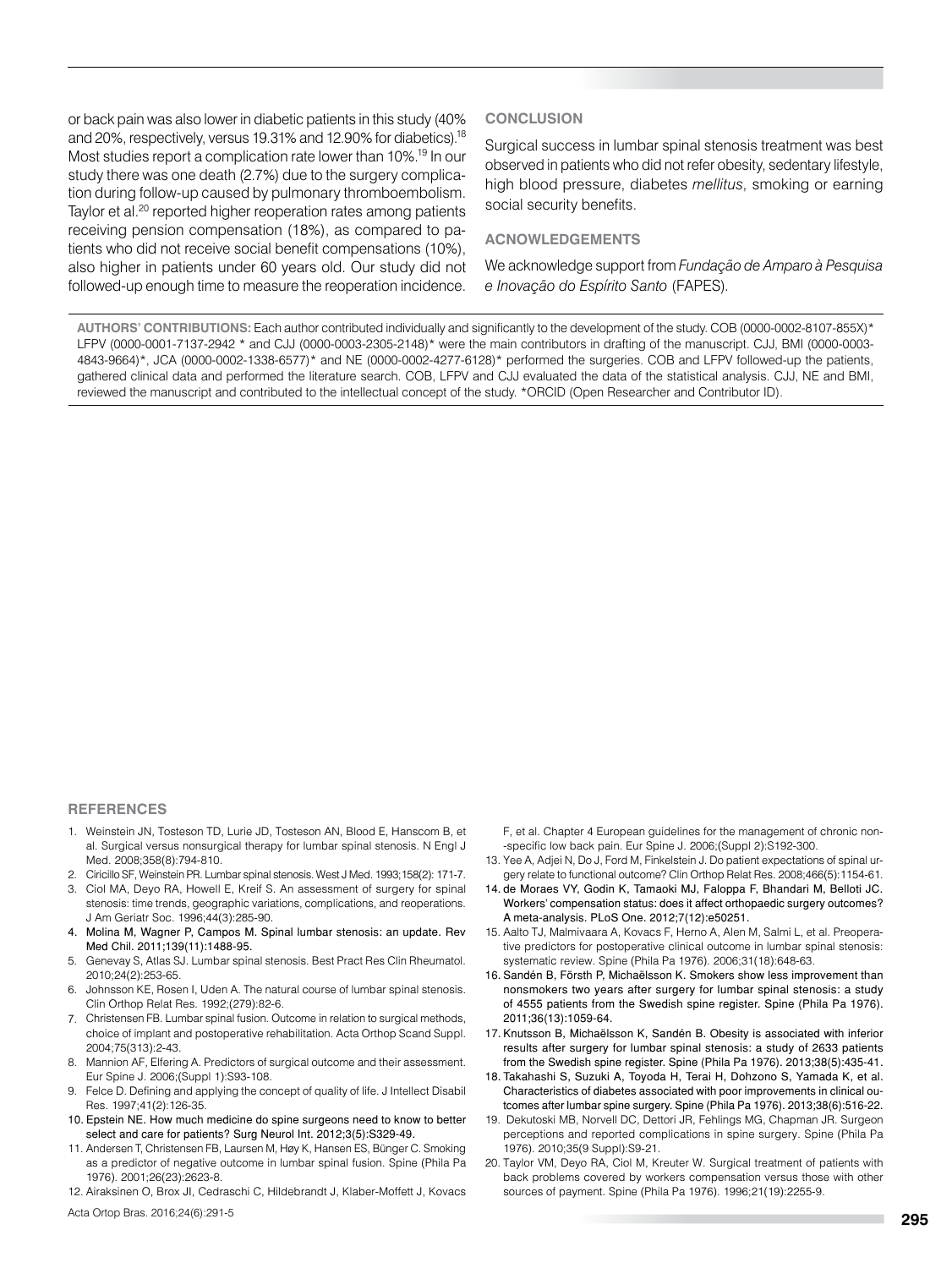or back pain was also lower in diabetic patients in this study (40% and 20%, respectively, versus 19.31% and 12.90% for diabetics).[18] Most studies report a complication rate lower than 10%.[19] In our study there was one death (2.7%) due to the surgery complication during follow-up caused by pulmonary thromboembolism. Taylor et al.[20] reported higher reoperation rates among patients receiving pension compensation (18%), as compared to patients who did not receive social benefit compensations (10%), also higher in patients under 60 years old. Our study did not followed-up enough time to measure the reoperation incidence.

## CONCLUSION

Surgical success in lumbar spinal stenosis treatment was best observed in patients who did not refer obesity, sedentary lifestyle, high blood pressure, diabetes *mellitus*, smoking or earning social security benefits.

## ACNOWLEDGEMENTS

We acknowledge support from *Fundação de Amparo à Pesquisa e Inovação do Espírito Santo* (FAPES).

**AUTHORS' CONTRIBUTIONS:** Each author contributed individually and significantly to the development of the study. COB (0000-0002-8107-855X)* LFPV (0000-0001-7137-2942 * and CJJ (0000-0003-2305-2148)* were the main contributors in drafting of the manuscript. CJJ, BMI (0000-0003-4843-9664)*, JCA (0000-0002-1338-6577)* and NE (0000-0002-4277-6128)* performed the surgeries. COB and LFPV followed-up the patients, gathered clinical data and performed the literature search. COB, LFPV and CJJ evaluated the data of the statistical analysis. CJJ, NE and BMI, reviewed the manuscript and contributed to the intellectual concept of the study. *ORCID (Open Researcher and Contributor ID).

## REFERENCES

1. Weinstein JN, Tosteson TD, Lurie JD, Tosteson AN, Blood E, Hanscom B, et al. Surgical versus nonsurgical therapy for lumbar spinal stenosis. N Engl J Med. 2008;358(8):794-810.
2. Ciricillo SF, Weinstein PR. Lumbar spinal stenosis. West J Med. 1993;158(2): 171-7.
3. Ciol MA, Deyo RA, Howell E, Kreif S. An assessment of surgery for spinal stenosis: time trends, geographic variations, complications, and reoperations. J Am Geriatr Soc. 1996;44(3):285-90.
4. Molina M, Wagner P, Campos M. Spinal lumbar stenosis: an update. Rev Med Chil. 2011;139(11):1488-95.
5. Genevay S, Atlas SJ. Lumbar spinal stenosis. Best Pract Res Clin Rheumatol. 2010;24(2):253-65.
6. Johnsson KE, Rosen I, Uden A. The natural course of lumbar spinal stenosis. Clin Orthop Relat Res. 1992;(279):82-6.
7. Christensen FB. Lumbar spinal fusion. Outcome in relation to surgical methods, choice of implant and postoperative rehabilitation. Acta Orthop Scand Suppl. 2004;75(313):2-43.
8. Mannion AF, Elfering A. Predictors of surgical outcome and their assessment. Eur Spine J. 2006;(Suppl 1):S93-108.
9. Felce D. Defining and applying the concept of quality of life. J Intellect Disabil Res. 1997;41(2):126-35.
10. Epstein NE. How much medicine do spine surgeons need to know to better select and care for patients? Surg Neurol Int. 2012;3(5):S329-49.
11. Andersen T, Christensen FB, Laursen M, Høy K, Hansen ES, Bünger C. Smoking as a predictor of negative outcome in lumbar spinal fusion. Spine (Phila Pa 1976). 2001;26(23):2623-8.
12. Airaksinen O, Brox JI, Cedraschi C, Hildebrandt J, Klaber-Moffett J, Kovacs F, et al. Chapter 4 European guidelines for the management of chronic non--specific low back pain. Eur Spine J. 2006;(Suppl 2):S192-300.
13. Yee A, Adjei N, Do J, Ford M, Finkelstein J. Do patient expectations of spinal urgery relate to functional outcome? Clin Orthop Relat Res. 2008;466(5):1154-61.
14. de Moraes VY, Godin K, Tamaoki MJ, Faloppa F, Bhandari M, Belloti JC. Workers' compensation status: does it affect orthopaedic surgery outcomes? A meta-analysis. PLoS One. 2012;7(12):e50251.
15. Aalto TJ, Malmivaara A, Kovacs F, Herno A, Alen M, Salmi L, et al. Preoperative predictors for postoperative clinical outcome in lumbar spinal stenosis: systematic review. Spine (Phila Pa 1976). 2006;31(18):648-63.
16. Sandén B, Försth P, Michaëlsson K. Smokers show less improvement than nonsmokers two years after surgery for lumbar spinal stenosis: a study of 4555 patients from the Swedish spine register. Spine (Phila Pa 1976). 2011;36(13):1059-64.
17. Knutsson B, Michaëlsson K, Sandén B. Obesity is associated with inferior results after surgery for lumbar spinal stenosis: a study of 2633 patients from the Swedish spine register. Spine (Phila Pa 1976). 2013;38(5):435-41.
18. Takahashi S, Suzuki A, Toyoda H, Terai H, Dohzono S, Yamada K, et al. Characteristics of diabetes associated with poor improvements in clinical outcomes after lumbar spine surgery. Spine (Phila Pa 1976). 2013;38(6):516-22.
19. Dekutoski MB, Norvell DC, Dettori JR, Fehlings MG, Chapman JR. Surgeon perceptions and reported complications in spine surgery. Spine (Phila Pa 1976). 2010;35(9 Suppl):S9-21.
20. Taylor VM, Deyo RA, Ciol M, Kreuter W. Surgical treatment of patients with back problems covered by workers compensation versus those with other sources of payment. Spine (Phila Pa 1976). 1996;21(19):2255-9.